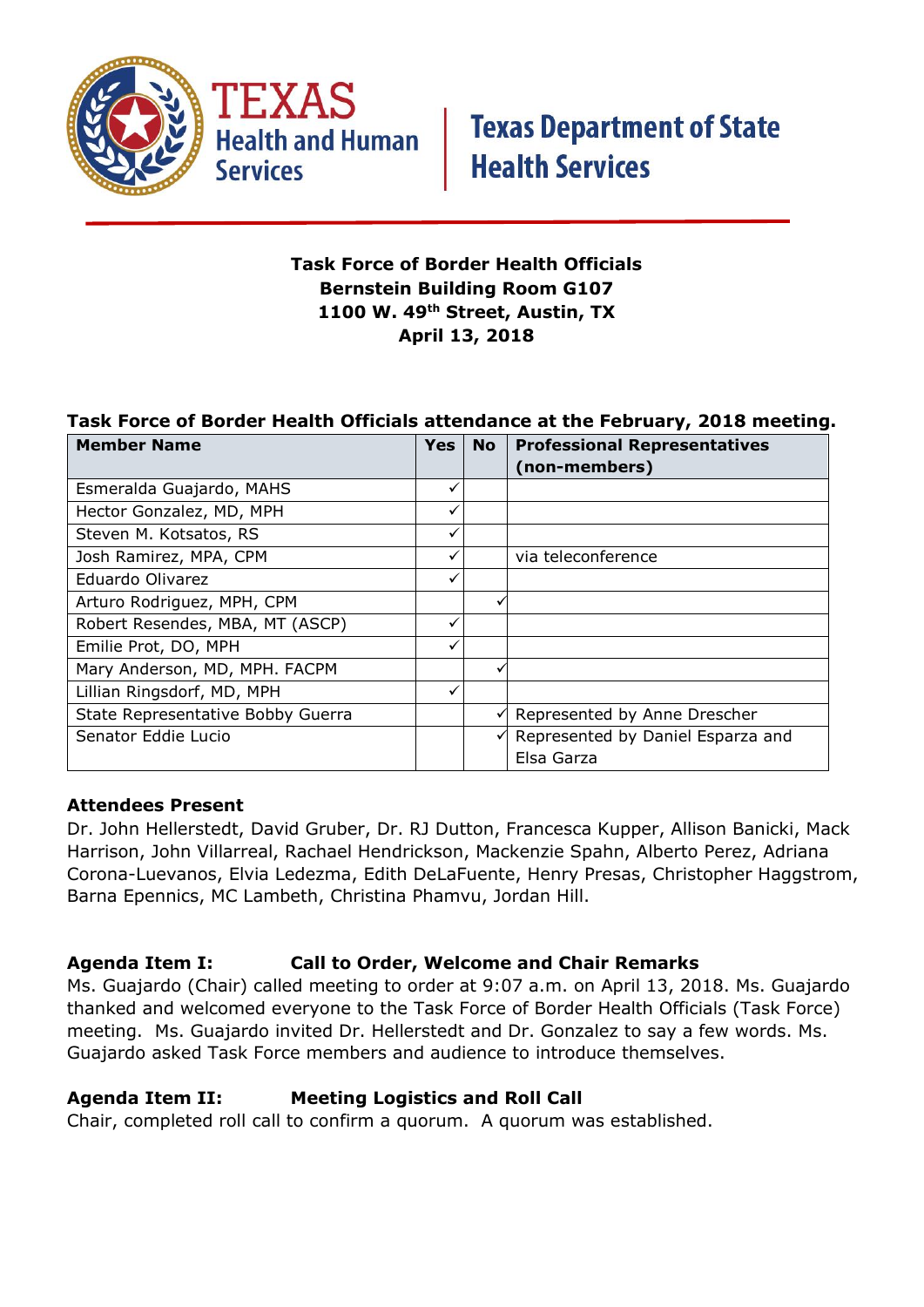Texas Health and Human Services | Texas Department of State Health Services

**Task Force of Border Health Officials**
**Bernstein Building Room G107**
**1100 W. 49th Street, Austin, TX**
**April 13, 2018**

**Task Force of Border Health Officials attendance at the February, 2018 meeting.**

| Member Name | Yes | No | Professional Representatives (non-members) |
|---|---|---|---|
| Esmeralda Guajardo, MAHS | ✓ | | |
| Hector Gonzalez, MD, MPH | ✓ | | |
| Steven M. Kotsatos, RS | ✓ | | |
| Josh Ramirez, MPA, CPM | ✓ | | via teleconference |
| Eduardo Olivarez | ✓ | | |
| Arturo Rodriguez, MPH, CPM | | ✓ | |
| Robert Resendes, MBA, MT (ASCP) | ✓ | | |
| Emilie Prot, DO, MPH | ✓ | | |
| Mary Anderson, MD, MPH. FACPM | | ✓ | |
| Lillian Ringsdorf, MD, MPH | ✓ | | |
| State Representative Bobby Guerra | | ✓ | Represented by Anne Drescher |
| Senator Eddie Lucio | | ✓ | Represented by Daniel Esparza and Elsa Garza |

**Attendees Present**

Dr. John Hellerstedt, David Gruber, Dr. RJ Dutton, Francesca Kupper, Allison Banicki, Mack Harrison, John Villarreal, Rachael Hendrickson, Mackenzie Spahn, Alberto Perez, Adriana Corona-Luevanos, Elvia Ledezma, Edith DeLaFuente, Henry Presas, Christopher Haggstrom, Barna Epennics, MC Lambeth, Christina Phamvu, Jordan Hill.

**Agenda Item I: Call to Order, Welcome and Chair Remarks**

Ms. Guajardo (Chair) called meeting to order at 9:07 a.m. on April 13, 2018. Ms. Guajardo thanked and welcomed everyone to the Task Force of Border Health Officials (Task Force) meeting. Ms. Guajardo invited Dr. Hellerstedt and Dr. Gonzalez to say a few words. Ms. Guajardo asked Task Force members and audience to introduce themselves.

**Agenda Item II: Meeting Logistics and Roll Call**

Chair, completed roll call to confirm a quorum. A quorum was established.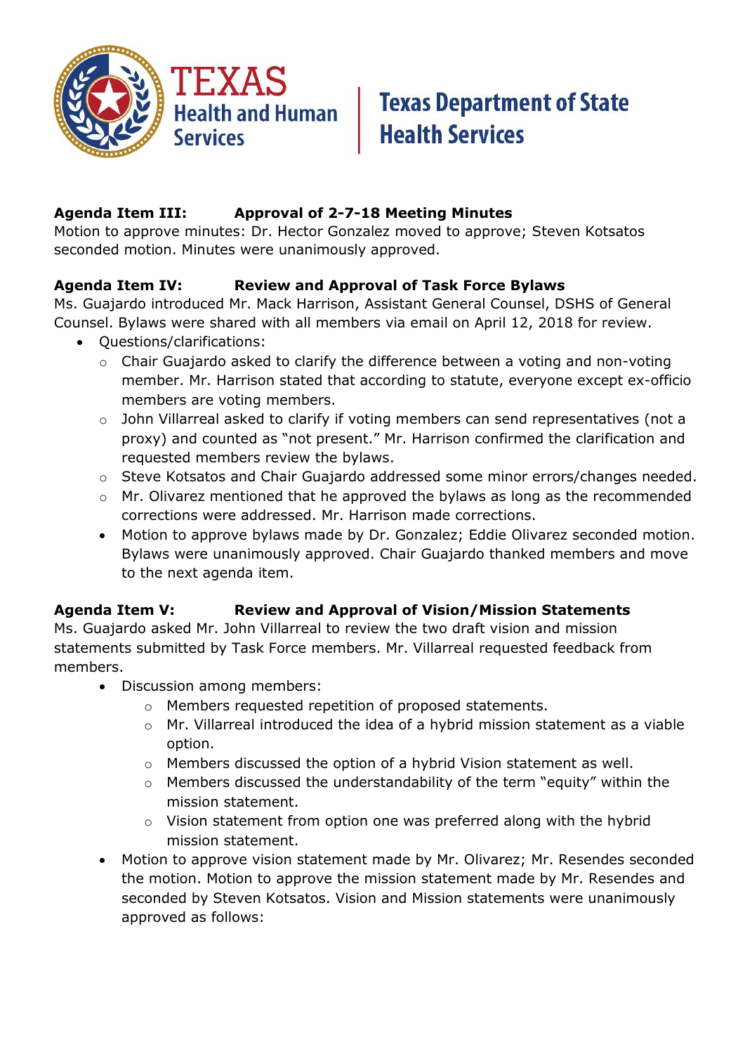**Agenda Item III: Approval of 2-7-18 Meeting Minutes**
Motion to approve minutes: Dr. Hector Gonzalez moved to approve; Steven Kotsatos seconded motion. Minutes were unanimously approved.

**Agenda Item IV: Review and Approval of Task Force Bylaws**
Ms. Guajardo introduced Mr. Mack Harrison, Assistant General Counsel, DSHS of General Counsel. Bylaws were shared with all members via email on April 12, 2018 for review.

- Questions/clarifications:
  - Chair Guajardo asked to clarify the difference between a voting and non-voting member. Mr. Harrison stated that according to statute, everyone except ex-officio members are voting members.
  - John Villarreal asked to clarify if voting members can send representatives (not a proxy) and counted as "not present." Mr. Harrison confirmed the clarification and requested members review the bylaws.
  - Steve Kotsatos and Chair Guajardo addressed some minor errors/changes needed.
  - Mr. Olivarez mentioned that he approved the bylaws as long as the recommended corrections were addressed. Mr. Harrison made corrections.
- Motion to approve bylaws made by Dr. Gonzalez; Eddie Olivarez seconded motion. Bylaws were unanimously approved. Chair Guajardo thanked members and move to the next agenda item.

**Agenda Item V: Review and Approval of Vision/Mission Statements**
Ms. Guajardo asked Mr. John Villarreal to review the two draft vision and mission statements submitted by Task Force members. Mr. Villarreal requested feedback from members.

- Discussion among members:
  - Members requested repetition of proposed statements.
  - Mr. Villarreal introduced the idea of a hybrid mission statement as a viable option.
  - Members discussed the option of a hybrid Vision statement as well.
  - Members discussed the understandability of the term "equity" within the mission statement.
  - Vision statement from option one was preferred along with the hybrid mission statement.
- Motion to approve vision statement made by Mr. Olivarez; Mr. Resendes seconded the motion. Motion to approve the mission statement made by Mr. Resendes and seconded by Steven Kotsatos. Vision and Mission statements were unanimously approved as follows: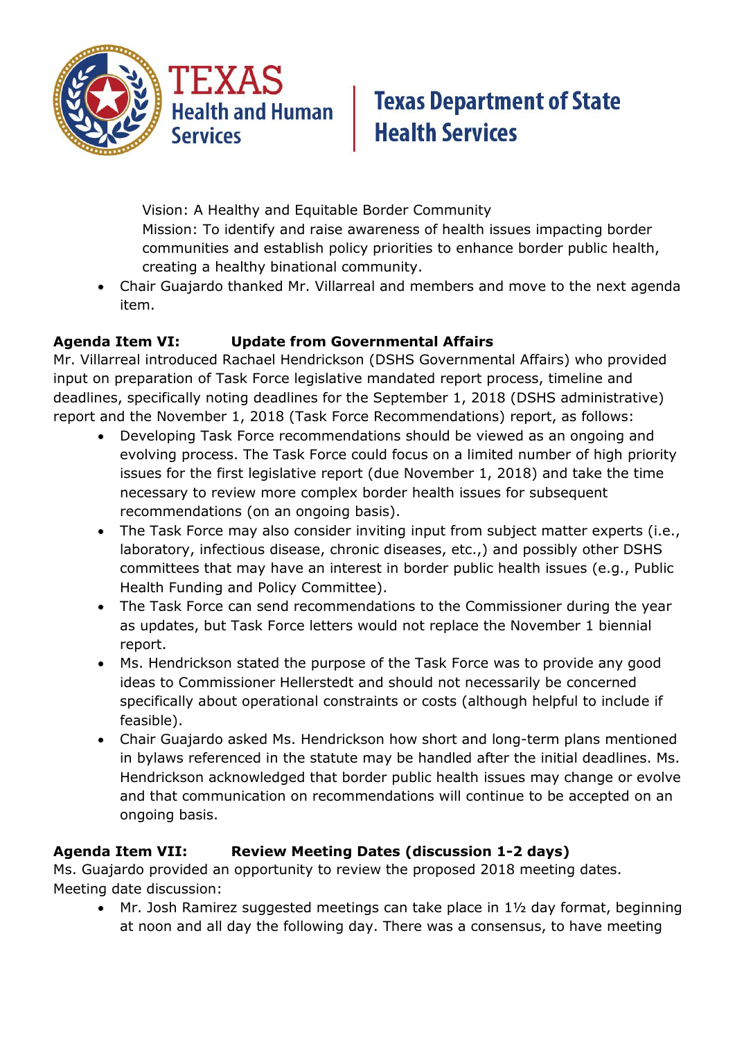Vision: A Healthy and Equitable Border Community
Mission: To identify and raise awareness of health issues impacting border communities and establish policy priorities to enhance border public health, creating a healthy binational community.

- Chair Guajardo thanked Mr. Villarreal and members and move to the next agenda item.

**Agenda Item VI: Update from Governmental Affairs**

Mr. Villarreal introduced Rachael Hendrickson (DSHS Governmental Affairs) who provided input on preparation of Task Force legislative mandated report process, timeline and deadlines, specifically noting deadlines for the September 1, 2018 (DSHS administrative) report and the November 1, 2018 (Task Force Recommendations) report, as follows:

- Developing Task Force recommendations should be viewed as an ongoing and evolving process. The Task Force could focus on a limited number of high priority issues for the first legislative report (due November 1, 2018) and take the time necessary to review more complex border health issues for subsequent recommendations (on an ongoing basis).
- The Task Force may also consider inviting input from subject matter experts (i.e., laboratory, infectious disease, chronic diseases, etc.,) and possibly other DSHS committees that may have an interest in border public health issues (e.g., Public Health Funding and Policy Committee).
- The Task Force can send recommendations to the Commissioner during the year as updates, but Task Force letters would not replace the November 1 biennial report.
- Ms. Hendrickson stated the purpose of the Task Force was to provide any good ideas to Commissioner Hellerstedt and should not necessarily be concerned specifically about operational constraints or costs (although helpful to include if feasible).
- Chair Guajardo asked Ms. Hendrickson how short and long-term plans mentioned in bylaws referenced in the statute may be handled after the initial deadlines. Ms. Hendrickson acknowledged that border public health issues may change or evolve and that communication on recommendations will continue to be accepted on an ongoing basis.

**Agenda Item VII: Review Meeting Dates (discussion 1-2 days)**

Ms. Guajardo provided an opportunity to review the proposed 2018 meeting dates. Meeting date discussion:

- Mr. Josh Ramirez suggested meetings can take place in 1½ day format, beginning at noon and all day the following day. There was a consensus, to have meeting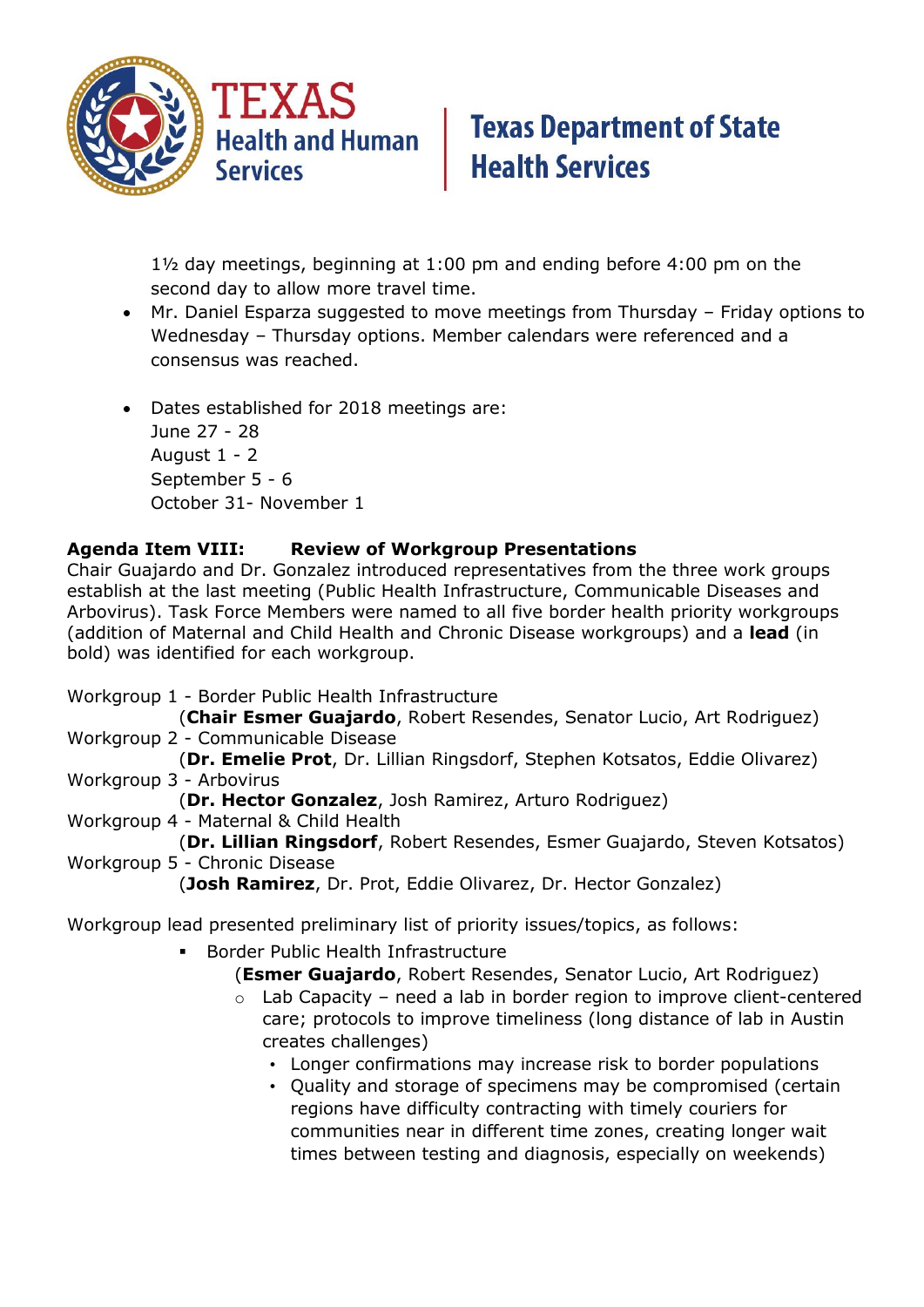1½ day meetings, beginning at 1:00 pm and ending before 4:00 pm on the second day to allow more travel time.

- Mr. Daniel Esparza suggested to move meetings from Thursday – Friday options to Wednesday – Thursday options. Member calendars were referenced and a consensus was reached.

- Dates established for 2018 meetings are:
  June 27 - 28
  August 1 - 2
  September 5 - 6
  October 31- November 1

**Agenda Item VIII: Review of Workgroup Presentations**

Chair Guajardo and Dr. Gonzalez introduced representatives from the three work groups establish at the last meeting (Public Health Infrastructure, Communicable Diseases and Arbovirus). Task Force Members were named to all five border health priority workgroups (addition of Maternal and Child Health and Chronic Disease workgroups) and a **lead** (in bold) was identified for each workgroup.

Workgroup 1 - Border Public Health Infrastructure
(**Chair Esmer Guajardo**, Robert Resendes, Senator Lucio, Art Rodriguez)
Workgroup 2 - Communicable Disease
(**Dr. Emelie Prot**, Dr. Lillian Ringsdorf, Stephen Kotsatos, Eddie Olivarez)
Workgroup 3 - Arbovirus
(**Dr. Hector Gonzalez**, Josh Ramirez, Arturo Rodriguez)
Workgroup 4 - Maternal & Child Health
(**Dr. Lillian Ringsdorf**, Robert Resendes, Esmer Guajardo, Steven Kotsatos)
Workgroup 5 - Chronic Disease
(**Josh Ramirez**, Dr. Prot, Eddie Olivarez, Dr. Hector Gonzalez)

Workgroup lead presented preliminary list of priority issues/topics, as follows:

- Border Public Health Infrastructure
  (**Esmer Guajardo**, Robert Resendes, Senator Lucio, Art Rodriguez)
  - Lab Capacity – need a lab in border region to improve client-centered care; protocols to improve timeliness (long distance of lab in Austin creates challenges)
    - Longer confirmations may increase risk to border populations
    - Quality and storage of specimens may be compromised (certain regions have difficulty contracting with timely couriers for communities near in different time zones, creating longer wait times between testing and diagnosis, especially on weekends)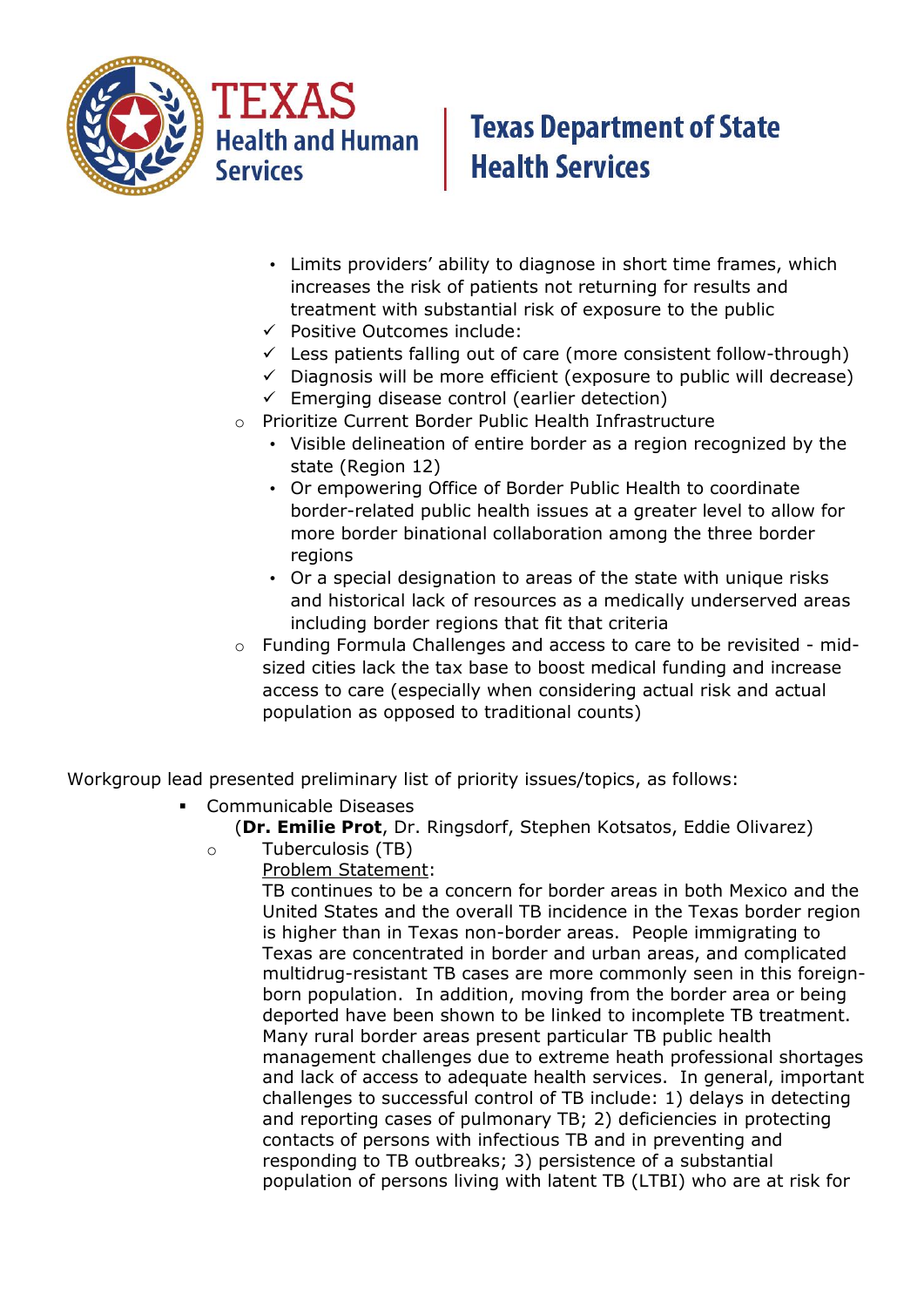- Limits providers' ability to diagnose in short time frames, which increases the risk of patients not returning for results and treatment with substantial risk of exposure to the public
- ✓ Positive Outcomes include:
- ✓ Less patients falling out of care (more consistent follow-through)
- ✓ Diagnosis will be more efficient (exposure to public will decrease)
- ✓ Emerging disease control (earlier detection)

- Prioritize Current Border Public Health Infrastructure
  - Visible delineation of entire border as a region recognized by the state (Region 12)
  - Or empowering Office of Border Public Health to coordinate border-related public health issues at a greater level to allow for more border binational collaboration among the three border regions
  - Or a special designation to areas of the state with unique risks and historical lack of resources as a medically underserved areas including border regions that fit that criteria
- Funding Formula Challenges and access to care to be revisited - mid-sized cities lack the tax base to boost medical funding and increase access to care (especially when considering actual risk and actual population as opposed to traditional counts)

Workgroup lead presented preliminary list of priority issues/topics, as follows:

- Communicable Diseases
  (**Dr. Emilie Prot**, Dr. Ringsdorf, Stephen Kotsatos, Eddie Olivarez)
  - Tuberculosis (TB)

    Problem Statement:

    TB continues to be a concern for border areas in both Mexico and the United States and the overall TB incidence in the Texas border region is higher than in Texas non-border areas. People immigrating to Texas are concentrated in border and urban areas, and complicated multidrug-resistant TB cases are more commonly seen in this foreign-born population. In addition, moving from the border area or being deported have been shown to be linked to incomplete TB treatment. Many rural border areas present particular TB public health management challenges due to extreme heath professional shortages and lack of access to adequate health services. In general, important challenges to successful control of TB include: 1) delays in detecting and reporting cases of pulmonary TB; 2) deficiencies in protecting contacts of persons with infectious TB and in preventing and responding to TB outbreaks; 3) persistence of a substantial population of persons living with latent TB (LTBI) who are at risk for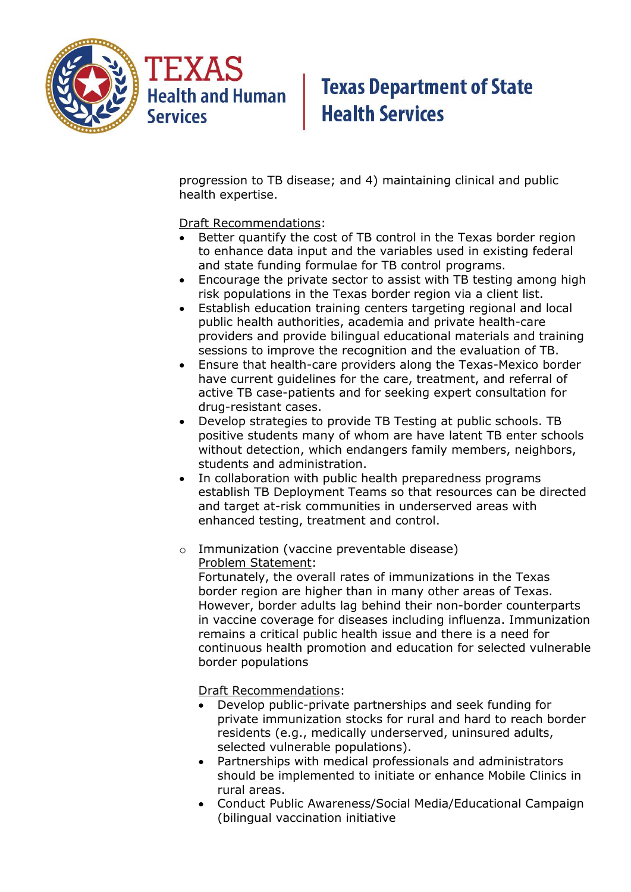progression to TB disease; and 4) maintaining clinical and public health expertise.

Draft Recommendations:

- Better quantify the cost of TB control in the Texas border region to enhance data input and the variables used in existing federal and state funding formulae for TB control programs.
- Encourage the private sector to assist with TB testing among high risk populations in the Texas border region via a client list.
- Establish education training centers targeting regional and local public health authorities, academia and private health-care providers and provide bilingual educational materials and training sessions to improve the recognition and the evaluation of TB.
- Ensure that health-care providers along the Texas-Mexico border have current guidelines for the care, treatment, and referral of active TB case-patients and for seeking expert consultation for drug-resistant cases.
- Develop strategies to provide TB Testing at public schools. TB positive students many of whom are have latent TB enter schools without detection, which endangers family members, neighbors, students and administration.
- In collaboration with public health preparedness programs establish TB Deployment Teams so that resources can be directed and target at-risk communities in underserved areas with enhanced testing, treatment and control.

- Immunization (vaccine preventable disease)

  Problem Statement:

  Fortunately, the overall rates of immunizations in the Texas border region are higher than in many other areas of Texas. However, border adults lag behind their non-border counterparts in vaccine coverage for diseases including influenza. Immunization remains a critical public health issue and there is a need for continuous health promotion and education for selected vulnerable border populations

  Draft Recommendations:

  - Develop public-private partnerships and seek funding for private immunization stocks for rural and hard to reach border residents (e.g., medically underserved, uninsured adults, selected vulnerable populations).
  - Partnerships with medical professionals and administrators should be implemented to initiate or enhance Mobile Clinics in rural areas.
  - Conduct Public Awareness/Social Media/Educational Campaign (bilingual vaccination initiative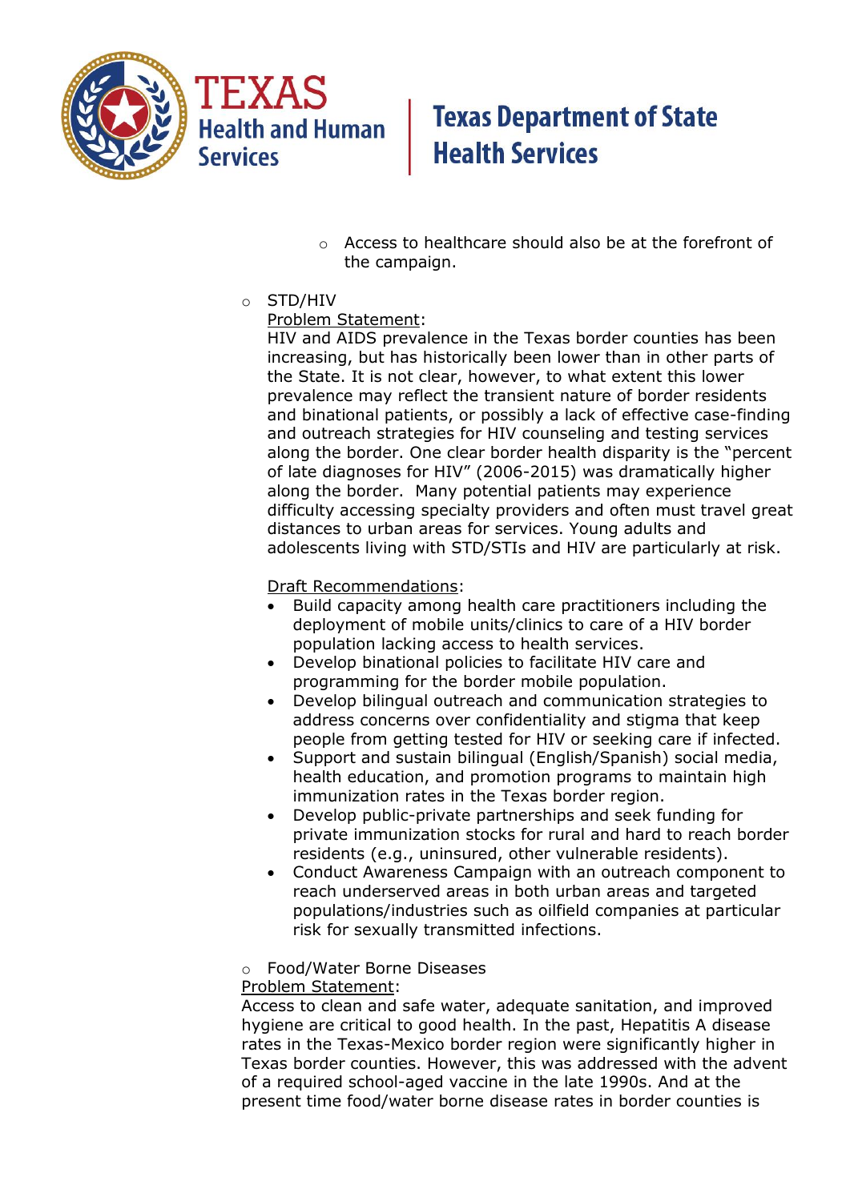- Access to healthcare should also be at the forefront of the campaign.

- STD/HIV

  Problem Statement:

  HIV and AIDS prevalence in the Texas border counties has been increasing, but has historically been lower than in other parts of the State. It is not clear, however, to what extent this lower prevalence may reflect the transient nature of border residents and binational patients, or possibly a lack of effective case-finding and outreach strategies for HIV counseling and testing services along the border. One clear border health disparity is the "percent of late diagnoses for HIV" (2006-2015) was dramatically higher along the border. Many potential patients may experience difficulty accessing specialty providers and often must travel great distances to urban areas for services. Young adults and adolescents living with STD/STIs and HIV are particularly at risk.

  Draft Recommendations:

  - Build capacity among health care practitioners including the deployment of mobile units/clinics to care of a HIV border population lacking access to health services.
  - Develop binational policies to facilitate HIV care and programming for the border mobile population.
  - Develop bilingual outreach and communication strategies to address concerns over confidentiality and stigma that keep people from getting tested for HIV or seeking care if infected.
  - Support and sustain bilingual (English/Spanish) social media, health education, and promotion programs to maintain high immunization rates in the Texas border region.
  - Develop public-private partnerships and seek funding for private immunization stocks for rural and hard to reach border residents (e.g., uninsured, other vulnerable residents).
  - Conduct Awareness Campaign with an outreach component to reach underserved areas in both urban areas and targeted populations/industries such as oilfield companies at particular risk for sexually transmitted infections.

- Food/Water Borne Diseases

Problem Statement:

Access to clean and safe water, adequate sanitation, and improved hygiene are critical to good health. In the past, Hepatitis A disease rates in the Texas-Mexico border region were significantly higher in Texas border counties. However, this was addressed with the advent of a required school-aged vaccine in the late 1990s. And at the present time food/water borne disease rates in border counties is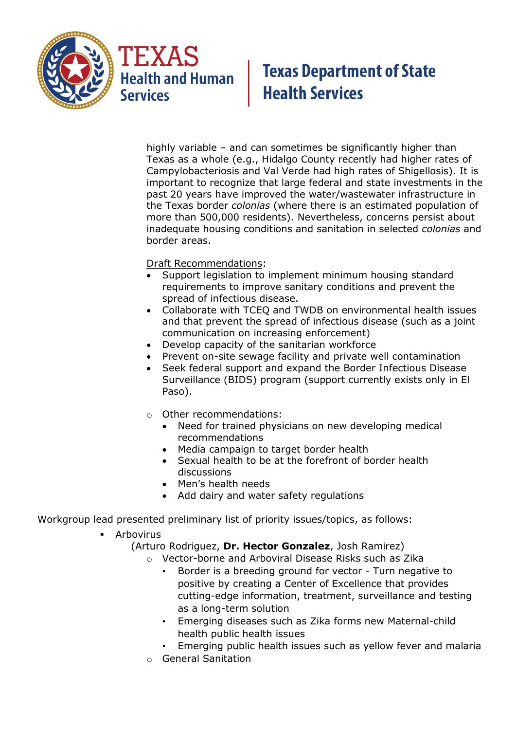highly variable – and can sometimes be significantly higher than Texas as a whole (e.g., Hidalgo County recently had higher rates of Campylobacteriosis and Val Verde had high rates of Shigellosis). It is important to recognize that large federal and state investments in the past 20 years have improved the water/wastewater infrastructure in the Texas border *colonias* (where there is an estimated population of more than 500,000 residents). Nevertheless, concerns persist about inadequate housing conditions and sanitation in selected *colonias* and border areas.

<u>Draft Recommendations</u>:

- Support legislation to implement minimum housing standard requirements to improve sanitary conditions and prevent the spread of infectious disease.
- Collaborate with TCEQ and TWDB on environmental health issues and that prevent the spread of infectious disease (such as a joint communication on increasing enforcement)
- Develop capacity of the sanitarian workforce
- Prevent on-site sewage facility and private well contamination
- Seek federal support and expand the Border Infectious Disease Surveillance (BIDS) program (support currently exists only in El Paso).

- Other recommendations:
  - Need for trained physicians on new developing medical recommendations
  - Media campaign to target border health
  - Sexual health to be at the forefront of border health discussions
  - Men's health needs
  - Add dairy and water safety regulations

Workgroup lead presented preliminary list of priority issues/topics, as follows:

- Arbovirus
  (Arturo Rodriguez, **Dr. Hector Gonzalez**, Josh Ramirez)
  - Vector-borne and Arboviral Disease Risks such as Zika
    - Border is a breeding ground for vector - Turn negative to positive by creating a Center of Excellence that provides cutting-edge information, treatment, surveillance and testing as a long-term solution
    - Emerging diseases such as Zika forms new Maternal-child health public health issues
    - Emerging public health issues such as yellow fever and malaria
  - General Sanitation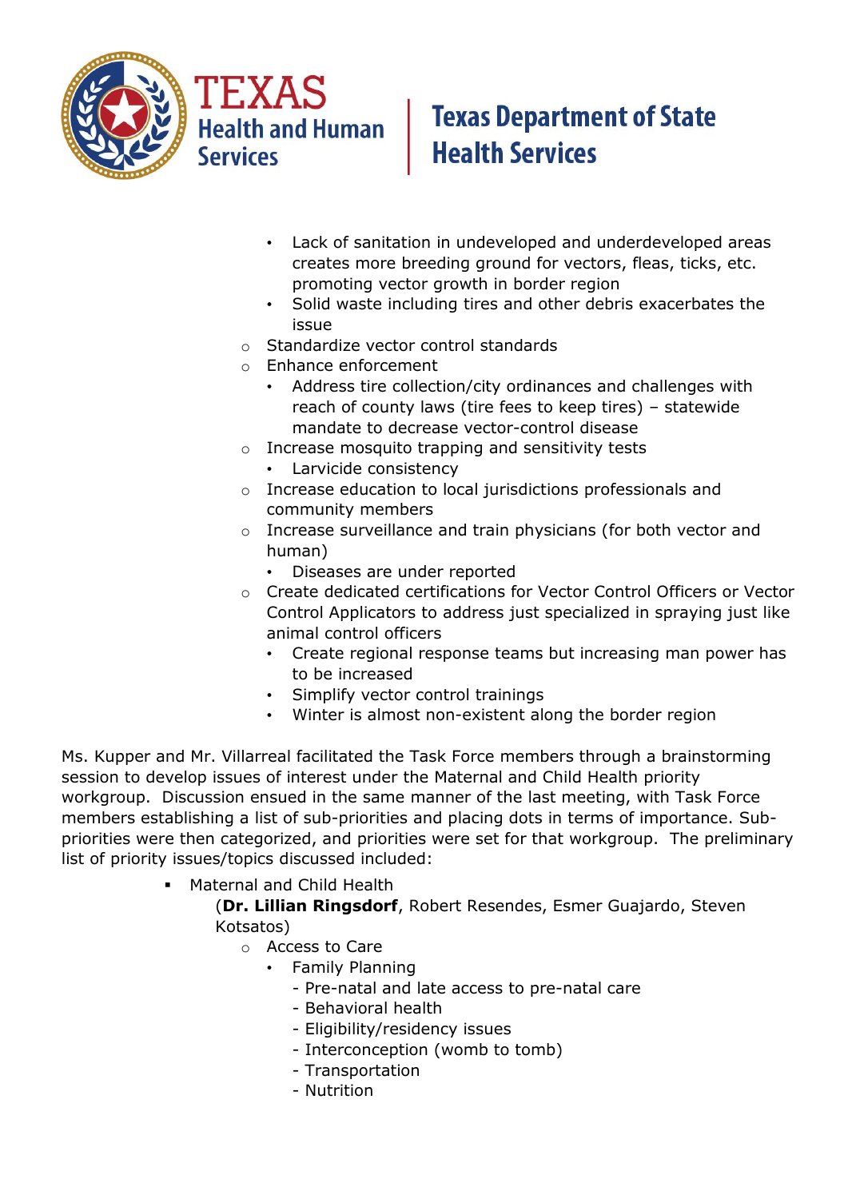- Lack of sanitation in undeveloped and underdeveloped areas creates more breeding ground for vectors, fleas, ticks, etc. promoting vector growth in border region
        - Solid waste including tires and other debris exacerbates the issue
    - Standardize vector control standards
    - Enhance enforcement
        - Address tire collection/city ordinances and challenges with reach of county laws (tire fees to keep tires) – statewide mandate to decrease vector-control disease
    - Increase mosquito trapping and sensitivity tests
        - Larvicide consistency
    - Increase education to local jurisdictions professionals and community members
    - Increase surveillance and train physicians (for both vector and human)
        - Diseases are under reported
    - Create dedicated certifications for Vector Control Officers or Vector Control Applicators to address just specialized in spraying just like animal control officers
        - Create regional response teams but increasing man power has to be increased
        - Simplify vector control trainings
        - Winter is almost non-existent along the border region

Ms. Kupper and Mr. Villarreal facilitated the Task Force members through a brainstorming session to develop issues of interest under the Maternal and Child Health priority workgroup. Discussion ensued in the same manner of the last meeting, with Task Force members establishing a list of sub-priorities and placing dots in terms of importance. Sub-priorities were then categorized, and priorities were set for that workgroup. The preliminary list of priority issues/topics discussed included:

- Maternal and Child Health
  (**Dr. Lillian Ringsdorf**, Robert Resendes, Esmer Guajardo, Steven Kotsatos)
    - Access to Care
        - Family Planning
          - Pre-natal and late access to pre-natal care
          - Behavioral health
          - Eligibility/residency issues
          - Interconception (womb to tomb)
          - Transportation
          - Nutrition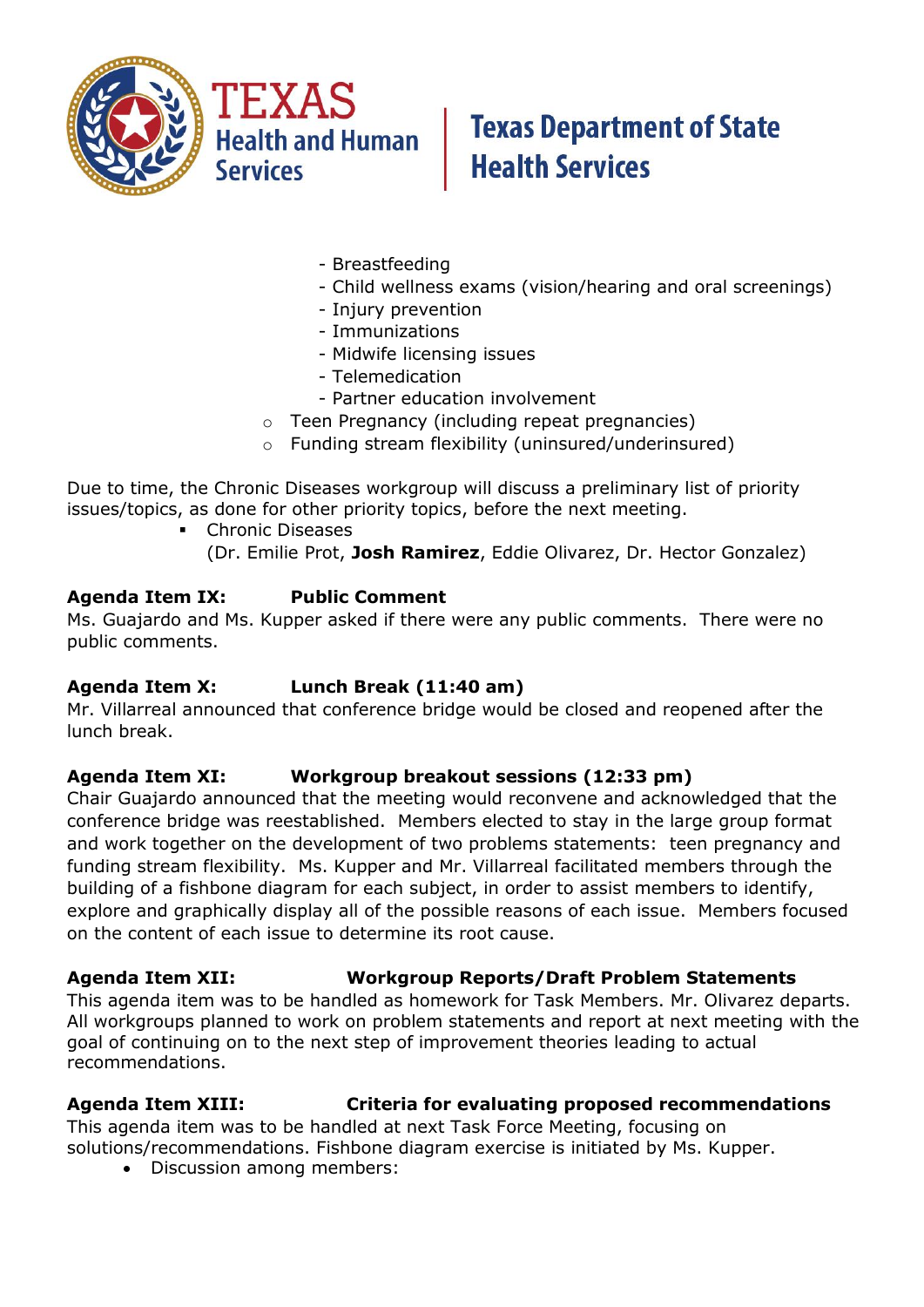- Breastfeeding
      - Child wellness exams (vision/hearing and oral screenings)
      - Injury prevention
      - Immunizations
      - Midwife licensing issues
      - Telemedication
      - Partner education involvement
  - Teen Pregnancy (including repeat pregnancies)
  - Funding stream flexibility (uninsured/underinsured)

Due to time, the Chronic Diseases workgroup will discuss a preliminary list of priority issues/topics, as done for other priority topics, before the next meeting.

- Chronic Diseases
  (Dr. Emilie Prot, **Josh Ramirez**, Eddie Olivarez, Dr. Hector Gonzalez)

**Agenda Item IX: Public Comment**

Ms. Guajardo and Ms. Kupper asked if there were any public comments. There were no public comments.

**Agenda Item X: Lunch Break (11:40 am)**

Mr. Villarreal announced that conference bridge would be closed and reopened after the lunch break.

**Agenda Item XI: Workgroup breakout sessions (12:33 pm)**

Chair Guajardo announced that the meeting would reconvene and acknowledged that the conference bridge was reestablished. Members elected to stay in the large group format and work together on the development of two problems statements: teen pregnancy and funding stream flexibility. Ms. Kupper and Mr. Villarreal facilitated members through the building of a fishbone diagram for each subject, in order to assist members to identify, explore and graphically display all of the possible reasons of each issue. Members focused on the content of each issue to determine its root cause.

**Agenda Item XII: Workgroup Reports/Draft Problem Statements**

This agenda item was to be handled as homework for Task Members. Mr. Olivarez departs. All workgroups planned to work on problem statements and report at next meeting with the goal of continuing on to the next step of improvement theories leading to actual recommendations.

**Agenda Item XIII: Criteria for evaluating proposed recommendations**

This agenda item was to be handled at next Task Force Meeting, focusing on solutions/recommendations. Fishbone diagram exercise is initiated by Ms. Kupper.

- Discussion among members: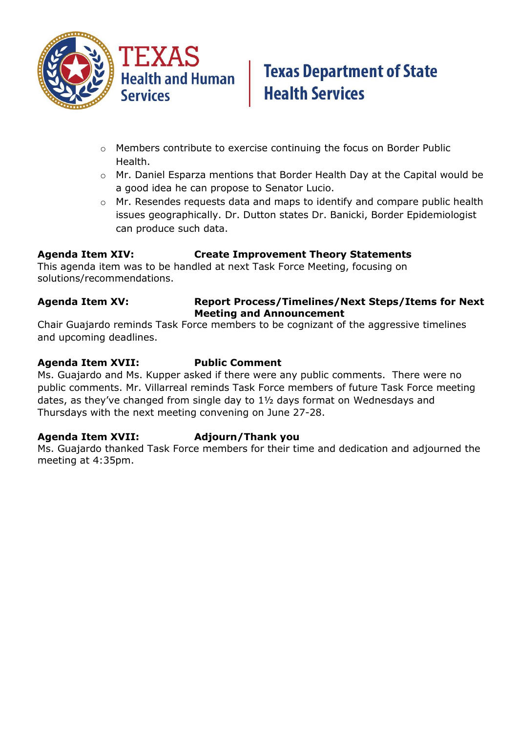- Members contribute to exercise continuing the focus on Border Public Health.
- Mr. Daniel Esparza mentions that Border Health Day at the Capital would be a good idea he can propose to Senator Lucio.
- Mr. Resendes requests data and maps to identify and compare public health issues geographically. Dr. Dutton states Dr. Banicki, Border Epidemiologist can produce such data.

**Agenda Item XIV: Create Improvement Theory Statements**

This agenda item was to be handled at next Task Force Meeting, focusing on solutions/recommendations.

**Agenda Item XV: Report Process/Timelines/Next Steps/Items for Next Meeting and Announcement**

Chair Guajardo reminds Task Force members to be cognizant of the aggressive timelines and upcoming deadlines.

**Agenda Item XVII: Public Comment**

Ms. Guajardo and Ms. Kupper asked if there were any public comments. There were no public comments. Mr. Villarreal reminds Task Force members of future Task Force meeting dates, as they've changed from single day to 1½ days format on Wednesdays and Thursdays with the next meeting convening on June 27-28.

**Agenda Item XVII: Adjourn/Thank you**

Ms. Guajardo thanked Task Force members for their time and dedication and adjourned the meeting at 4:35pm.